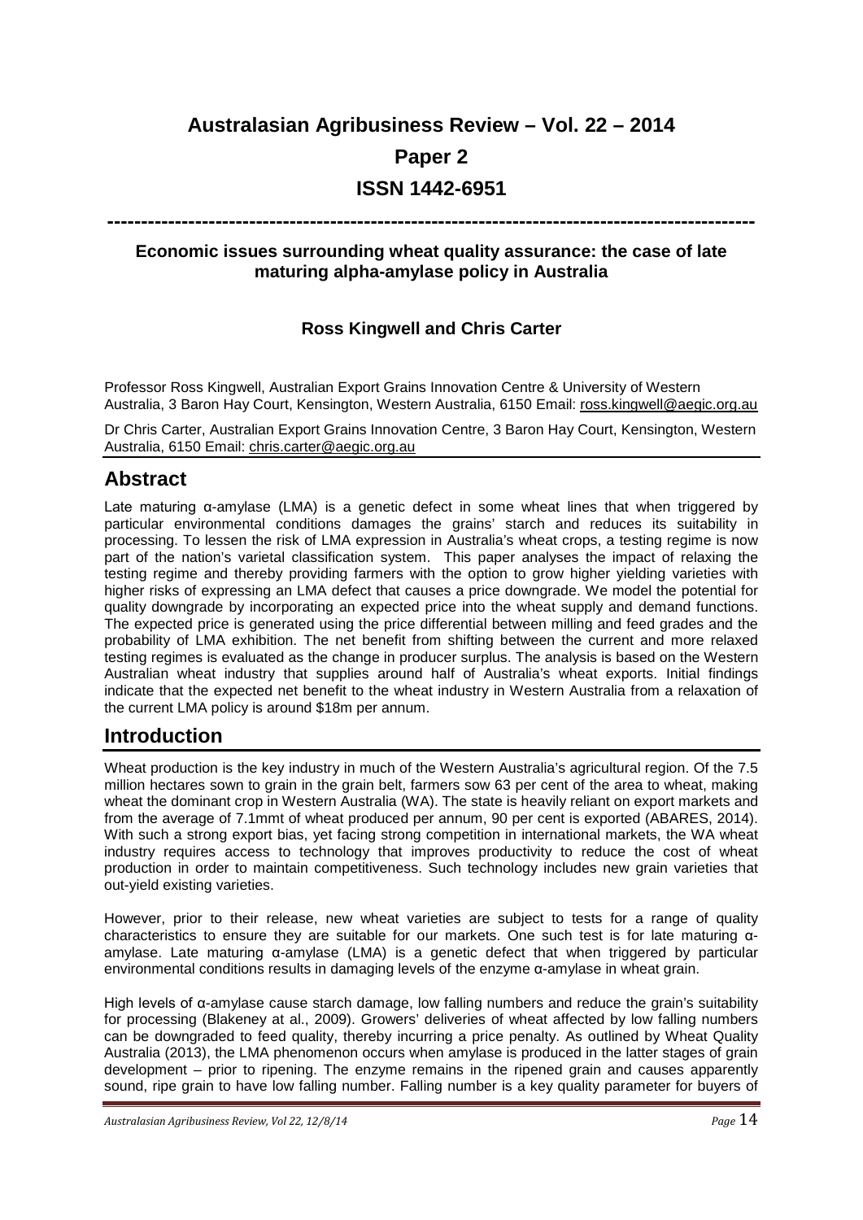# Australasian Agribusiness Review – Vol. 22 – 2014

# Paper 2

# ISSN 1442-6951

---

### Economic issues surrounding wheat quality assurance: the case of late maturing alpha-amylase policy in Australia

**Ross Kingwell and Chris Carter**

Professor Ross Kingwell, Australian Export Grains Innovation Centre & University of Western Australia, 3 Baron Hay Court, Kensington, Western Australia, 6150 Email: ross.kingwell@aegic.org.au

Dr Chris Carter, Australian Export Grains Innovation Centre, 3 Baron Hay Court, Kensington, Western Australia, 6150 Email: chris.carter@aegic.org.au

## Abstract

Late maturing α-amylase (LMA) is a genetic defect in some wheat lines that when triggered by particular environmental conditions damages the grains' starch and reduces its suitability in processing. To lessen the risk of LMA expression in Australia's wheat crops, a testing regime is now part of the nation's varietal classification system. This paper analyses the impact of relaxing the testing regime and thereby providing farmers with the option to grow higher yielding varieties with higher risks of expressing an LMA defect that causes a price downgrade. We model the potential for quality downgrade by incorporating an expected price into the wheat supply and demand functions. The expected price is generated using the price differential between milling and feed grades and the probability of LMA exhibition. The net benefit from shifting between the current and more relaxed testing regimes is evaluated as the change in producer surplus. The analysis is based on the Western Australian wheat industry that supplies around half of Australia's wheat exports. Initial findings indicate that the expected net benefit to the wheat industry in Western Australia from a relaxation of the current LMA policy is around \$18m per annum.

## Introduction

Wheat production is the key industry in much of the Western Australia's agricultural region. Of the 7.5 million hectares sown to grain in the grain belt, farmers sow 63 per cent of the area to wheat, making wheat the dominant crop in Western Australia (WA). The state is heavily reliant on export markets and from the average of 7.1mmt of wheat produced per annum, 90 per cent is exported (ABARES, 2014). With such a strong export bias, yet facing strong competition in international markets, the WA wheat industry requires access to technology that improves productivity to reduce the cost of wheat production in order to maintain competitiveness. Such technology includes new grain varieties that out-yield existing varieties.

However, prior to their release, new wheat varieties are subject to tests for a range of quality characteristics to ensure they are suitable for our markets. One such test is for late maturing α-amylase. Late maturing α-amylase (LMA) is a genetic defect that when triggered by particular environmental conditions results in damaging levels of the enzyme α-amylase in wheat grain.

High levels of α-amylase cause starch damage, low falling numbers and reduce the grain's suitability for processing (Blakeney at al., 2009). Growers' deliveries of wheat affected by low falling numbers can be downgraded to feed quality, thereby incurring a price penalty. As outlined by Wheat Quality Australia (2013), the LMA phenomenon occurs when amylase is produced in the latter stages of grain development – prior to ripening. The enzyme remains in the ripened grain and causes apparently sound, ripe grain to have low falling number. Falling number is a key quality parameter for buyers of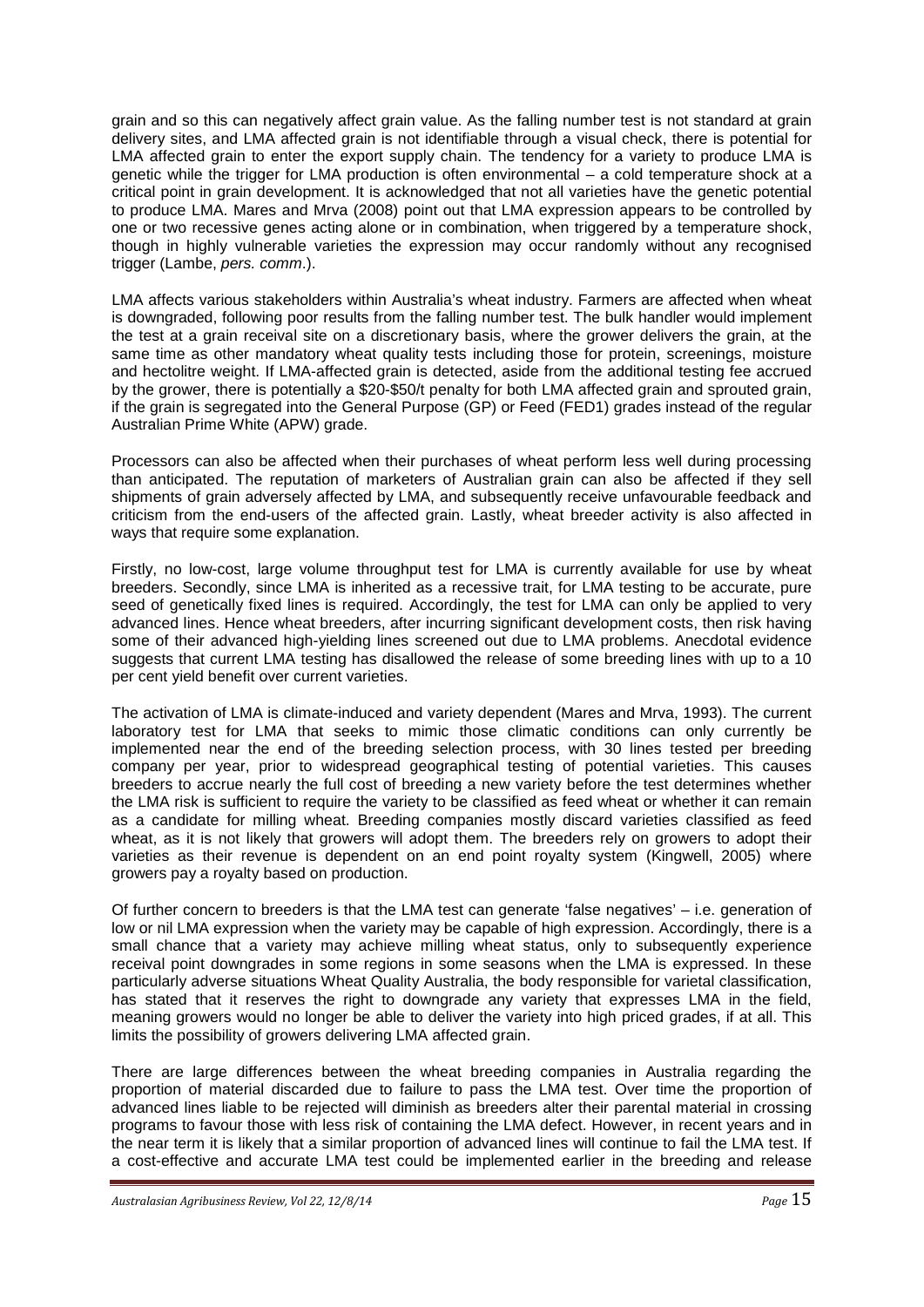grain and so this can negatively affect grain value. As the falling number test is not standard at grain delivery sites, and LMA affected grain is not identifiable through a visual check, there is potential for LMA affected grain to enter the export supply chain. The tendency for a variety to produce LMA is genetic while the trigger for LMA production is often environmental – a cold temperature shock at a critical point in grain development. It is acknowledged that not all varieties have the genetic potential to produce LMA. Mares and Mrva (2008) point out that LMA expression appears to be controlled by one or two recessive genes acting alone or in combination, when triggered by a temperature shock, though in highly vulnerable varieties the expression may occur randomly without any recognised trigger (Lambe, *pers. comm*.).

LMA affects various stakeholders within Australia's wheat industry. Farmers are affected when wheat is downgraded, following poor results from the falling number test. The bulk handler would implement the test at a grain receival site on a discretionary basis, where the grower delivers the grain, at the same time as other mandatory wheat quality tests including those for protein, screenings, moisture and hectolitre weight. If LMA-affected grain is detected, aside from the additional testing fee accrued by the grower, there is potentially a $20-$50/t penalty for both LMA affected grain and sprouted grain, if the grain is segregated into the General Purpose (GP) or Feed (FED1) grades instead of the regular Australian Prime White (APW) grade.

Processors can also be affected when their purchases of wheat perform less well during processing than anticipated. The reputation of marketers of Australian grain can also be affected if they sell shipments of grain adversely affected by LMA, and subsequently receive unfavourable feedback and criticism from the end-users of the affected grain. Lastly, wheat breeder activity is also affected in ways that require some explanation.

Firstly, no low-cost, large volume throughput test for LMA is currently available for use by wheat breeders. Secondly, since LMA is inherited as a recessive trait, for LMA testing to be accurate, pure seed of genetically fixed lines is required. Accordingly, the test for LMA can only be applied to very advanced lines. Hence wheat breeders, after incurring significant development costs, then risk having some of their advanced high-yielding lines screened out due to LMA problems. Anecdotal evidence suggests that current LMA testing has disallowed the release of some breeding lines with up to a 10 per cent yield benefit over current varieties.

The activation of LMA is climate-induced and variety dependent (Mares and Mrva, 1993). The current laboratory test for LMA that seeks to mimic those climatic conditions can only currently be implemented near the end of the breeding selection process, with 30 lines tested per breeding company per year, prior to widespread geographical testing of potential varieties. This causes breeders to accrue nearly the full cost of breeding a new variety before the test determines whether the LMA risk is sufficient to require the variety to be classified as feed wheat or whether it can remain as a candidate for milling wheat. Breeding companies mostly discard varieties classified as feed wheat, as it is not likely that growers will adopt them. The breeders rely on growers to adopt their varieties as their revenue is dependent on an end point royalty system (Kingwell, 2005) where growers pay a royalty based on production.

Of further concern to breeders is that the LMA test can generate 'false negatives' – i.e. generation of low or nil LMA expression when the variety may be capable of high expression. Accordingly, there is a small chance that a variety may achieve milling wheat status, only to subsequently experience receival point downgrades in some regions in some seasons when the LMA is expressed. In these particularly adverse situations Wheat Quality Australia, the body responsible for varietal classification, has stated that it reserves the right to downgrade any variety that expresses LMA in the field, meaning growers would no longer be able to deliver the variety into high priced grades, if at all. This limits the possibility of growers delivering LMA affected grain.

There are large differences between the wheat breeding companies in Australia regarding the proportion of material discarded due to failure to pass the LMA test. Over time the proportion of advanced lines liable to be rejected will diminish as breeders alter their parental material in crossing programs to favour those with less risk of containing the LMA defect. However, in recent years and in the near term it is likely that a similar proportion of advanced lines will continue to fail the LMA test. If a cost-effective and accurate LMA test could be implemented earlier in the breeding and release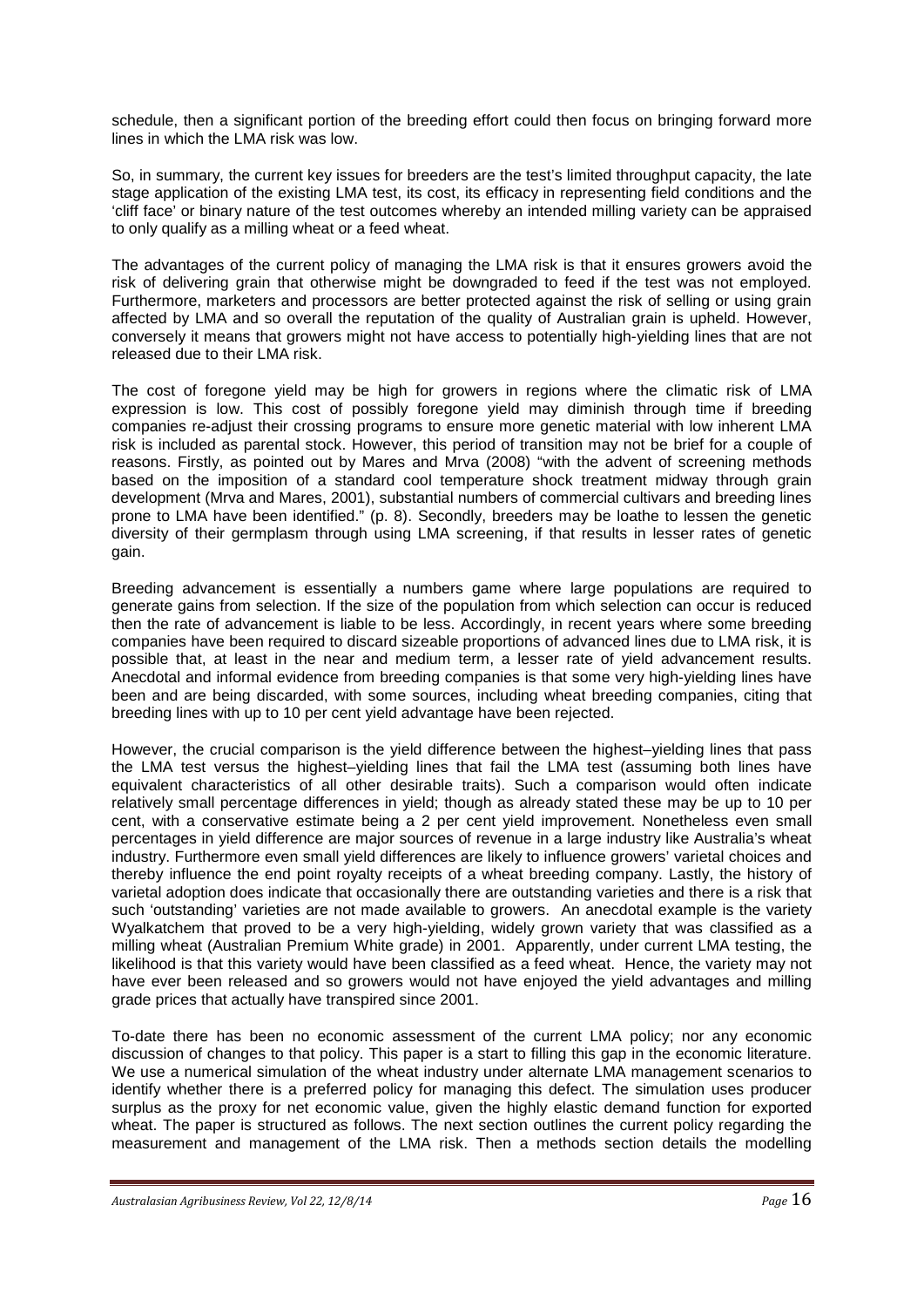schedule, then a significant portion of the breeding effort could then focus on bringing forward more lines in which the LMA risk was low.

So, in summary, the current key issues for breeders are the test's limited throughput capacity, the late stage application of the existing LMA test, its cost, its efficacy in representing field conditions and the 'cliff face' or binary nature of the test outcomes whereby an intended milling variety can be appraised to only qualify as a milling wheat or a feed wheat.

The advantages of the current policy of managing the LMA risk is that it ensures growers avoid the risk of delivering grain that otherwise might be downgraded to feed if the test was not employed. Furthermore, marketers and processors are better protected against the risk of selling or using grain affected by LMA and so overall the reputation of the quality of Australian grain is upheld. However, conversely it means that growers might not have access to potentially high-yielding lines that are not released due to their LMA risk.

The cost of foregone yield may be high for growers in regions where the climatic risk of LMA expression is low. This cost of possibly foregone yield may diminish through time if breeding companies re-adjust their crossing programs to ensure more genetic material with low inherent LMA risk is included as parental stock. However, this period of transition may not be brief for a couple of reasons. Firstly, as pointed out by Mares and Mrva (2008) "with the advent of screening methods based on the imposition of a standard cool temperature shock treatment midway through grain development (Mrva and Mares, 2001), substantial numbers of commercial cultivars and breeding lines prone to LMA have been identified." (p. 8). Secondly, breeders may be loathe to lessen the genetic diversity of their germplasm through using LMA screening, if that results in lesser rates of genetic gain.

Breeding advancement is essentially a numbers game where large populations are required to generate gains from selection. If the size of the population from which selection can occur is reduced then the rate of advancement is liable to be less. Accordingly, in recent years where some breeding companies have been required to discard sizeable proportions of advanced lines due to LMA risk, it is possible that, at least in the near and medium term, a lesser rate of yield advancement results. Anecdotal and informal evidence from breeding companies is that some very high-yielding lines have been and are being discarded, with some sources, including wheat breeding companies, citing that breeding lines with up to 10 per cent yield advantage have been rejected.

However, the crucial comparison is the yield difference between the highest–yielding lines that pass the LMA test versus the highest–yielding lines that fail the LMA test (assuming both lines have equivalent characteristics of all other desirable traits). Such a comparison would often indicate relatively small percentage differences in yield; though as already stated these may be up to 10 per cent, with a conservative estimate being a 2 per cent yield improvement. Nonetheless even small percentages in yield difference are major sources of revenue in a large industry like Australia's wheat industry. Furthermore even small yield differences are likely to influence growers' varietal choices and thereby influence the end point royalty receipts of a wheat breeding company. Lastly, the history of varietal adoption does indicate that occasionally there are outstanding varieties and there is a risk that such 'outstanding' varieties are not made available to growers. An anecdotal example is the variety Wyalkatchem that proved to be a very high-yielding, widely grown variety that was classified as a milling wheat (Australian Premium White grade) in 2001. Apparently, under current LMA testing, the likelihood is that this variety would have been classified as a feed wheat. Hence, the variety may not have ever been released and so growers would not have enjoyed the yield advantages and milling grade prices that actually have transpired since 2001.

To-date there has been no economic assessment of the current LMA policy; nor any economic discussion of changes to that policy. This paper is a start to filling this gap in the economic literature. We use a numerical simulation of the wheat industry under alternate LMA management scenarios to identify whether there is a preferred policy for managing this defect. The simulation uses producer surplus as the proxy for net economic value, given the highly elastic demand function for exported wheat. The paper is structured as follows. The next section outlines the current policy regarding the measurement and management of the LMA risk. Then a methods section details the modelling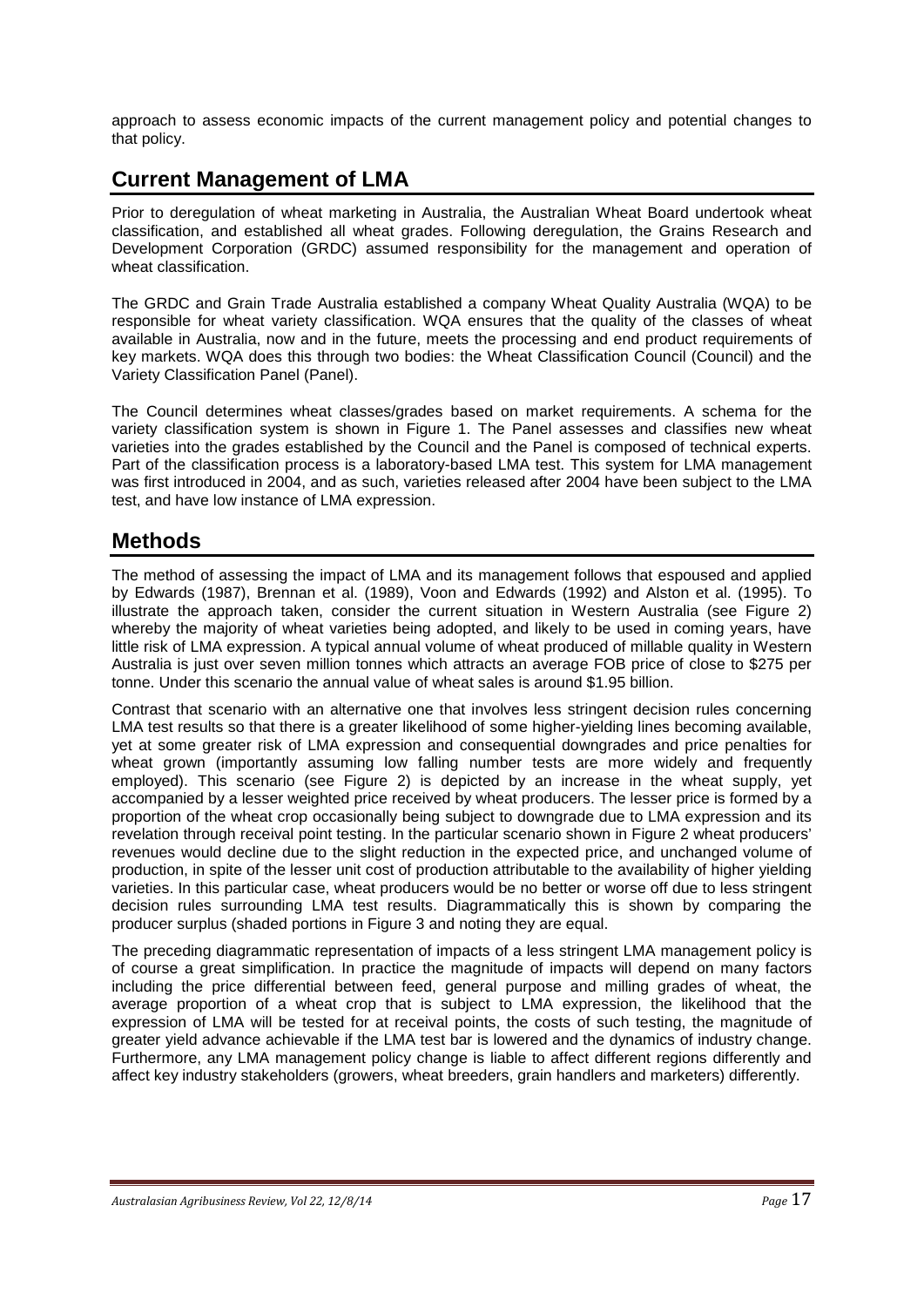approach to assess economic impacts of the current management policy and potential changes to that policy.

## Current Management of LMA

Prior to deregulation of wheat marketing in Australia, the Australian Wheat Board undertook wheat classification, and established all wheat grades. Following deregulation, the Grains Research and Development Corporation (GRDC) assumed responsibility for the management and operation of wheat classification.

The GRDC and Grain Trade Australia established a company Wheat Quality Australia (WQA) to be responsible for wheat variety classification. WQA ensures that the quality of the classes of wheat available in Australia, now and in the future, meets the processing and end product requirements of key markets. WQA does this through two bodies: the Wheat Classification Council (Council) and the Variety Classification Panel (Panel).

The Council determines wheat classes/grades based on market requirements. A schema for the variety classification system is shown in Figure 1. The Panel assesses and classifies new wheat varieties into the grades established by the Council and the Panel is composed of technical experts. Part of the classification process is a laboratory-based LMA test. This system for LMA management was first introduced in 2004, and as such, varieties released after 2004 have been subject to the LMA test, and have low instance of LMA expression.

## Methods

The method of assessing the impact of LMA and its management follows that espoused and applied by Edwards (1987), Brennan et al. (1989), Voon and Edwards (1992) and Alston et al. (1995). To illustrate the approach taken, consider the current situation in Western Australia (see Figure 2) whereby the majority of wheat varieties being adopted, and likely to be used in coming years, have little risk of LMA expression. A typical annual volume of wheat produced of millable quality in Western Australia is just over seven million tonnes which attracts an average FOB price of close to $275 per tonne. Under this scenario the annual value of wheat sales is around $1.95 billion.

Contrast that scenario with an alternative one that involves less stringent decision rules concerning LMA test results so that there is a greater likelihood of some higher-yielding lines becoming available, yet at some greater risk of LMA expression and consequential downgrades and price penalties for wheat grown (importantly assuming low falling number tests are more widely and frequently employed). This scenario (see Figure 2) is depicted by an increase in the wheat supply, yet accompanied by a lesser weighted price received by wheat producers. The lesser price is formed by a proportion of the wheat crop occasionally being subject to downgrade due to LMA expression and its revelation through receival point testing. In the particular scenario shown in Figure 2 wheat producers' revenues would decline due to the slight reduction in the expected price, and unchanged volume of production, in spite of the lesser unit cost of production attributable to the availability of higher yielding varieties. In this particular case, wheat producers would be no better or worse off due to less stringent decision rules surrounding LMA test results. Diagrammatically this is shown by comparing the producer surplus (shaded portions in Figure 3 and noting they are equal.

The preceding diagrammatic representation of impacts of a less stringent LMA management policy is of course a great simplification. In practice the magnitude of impacts will depend on many factors including the price differential between feed, general purpose and milling grades of wheat, the average proportion of a wheat crop that is subject to LMA expression, the likelihood that the expression of LMA will be tested for at receival points, the costs of such testing, the magnitude of greater yield advance achievable if the LMA test bar is lowered and the dynamics of industry change. Furthermore, any LMA management policy change is liable to affect different regions differently and affect key industry stakeholders (growers, wheat breeders, grain handlers and marketers) differently.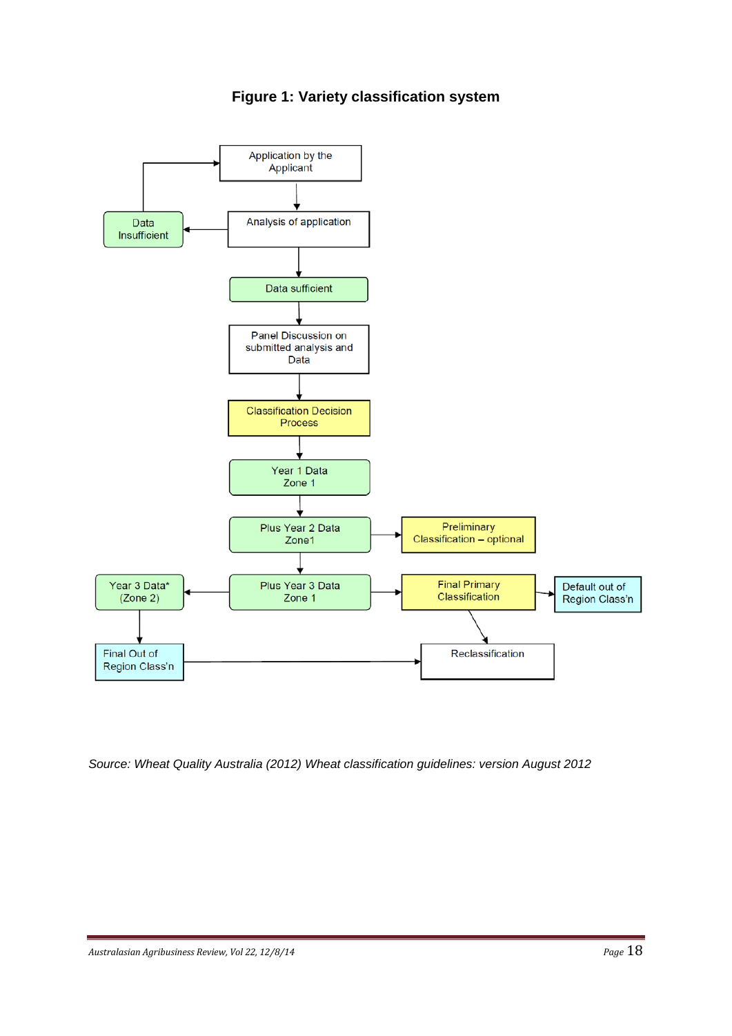**Figure 1: Variety classification system**

Application by the Applicant

Analysis of application

Data Insufficient

Data sufficient

Panel Discussion on submitted analysis and Data

Classification Decision Process

Year 1 Data Zone 1

Plus Year 2 Data Zone1

Preliminary Classification – optional

Year 3 Data* (Zone 2)

Plus Year 3 Data Zone 1

Final Primary Classification

Default out of Region Class'n

Final Out of Region Class'n

Reclassification

*Source: Wheat Quality Australia (2012) Wheat classification guidelines: version August 2012*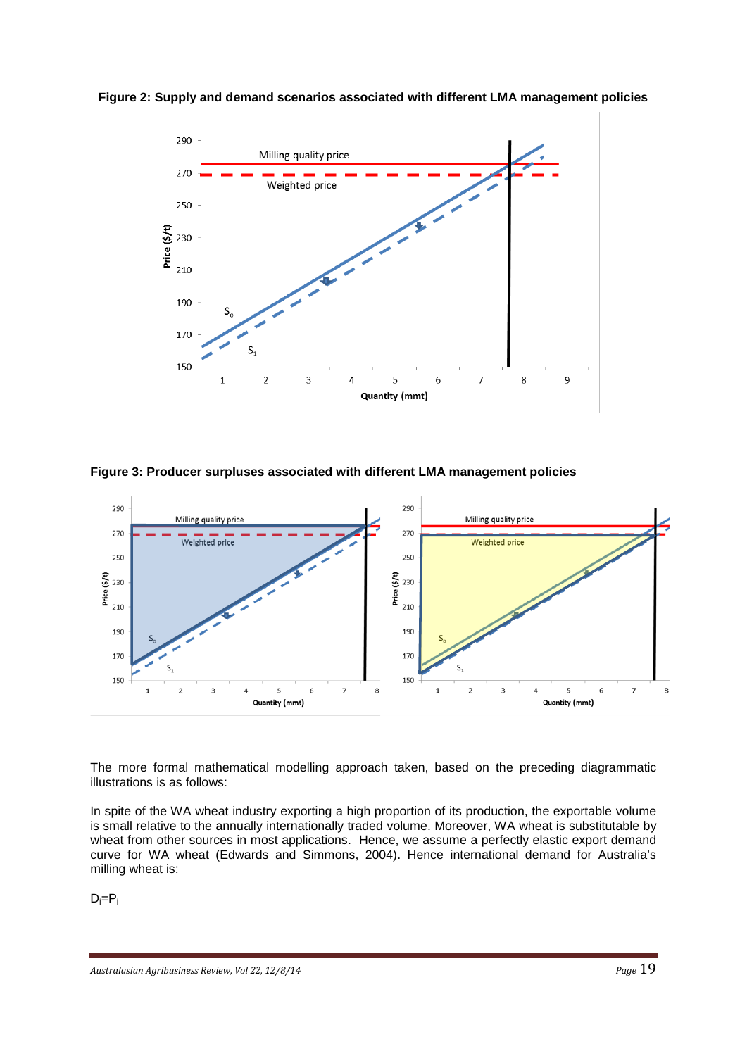**Figure 2: Supply and demand scenarios associated with different LMA management policies**

**Figure 3: Producer surpluses associated with different LMA management policies**

The more formal mathematical modelling approach taken, based on the preceding diagrammatic illustrations is as follows:

In spite of the WA wheat industry exporting a high proportion of its production, the exportable volume is small relative to the annually internationally traded volume. Moreover, WA wheat is substitutable by wheat from other sources in most applications. Hence, we assume a perfectly elastic export demand curve for WA wheat (Edwards and Simmons, 2004). Hence international demand for Australia's milling wheat is:

$D_i = P_i$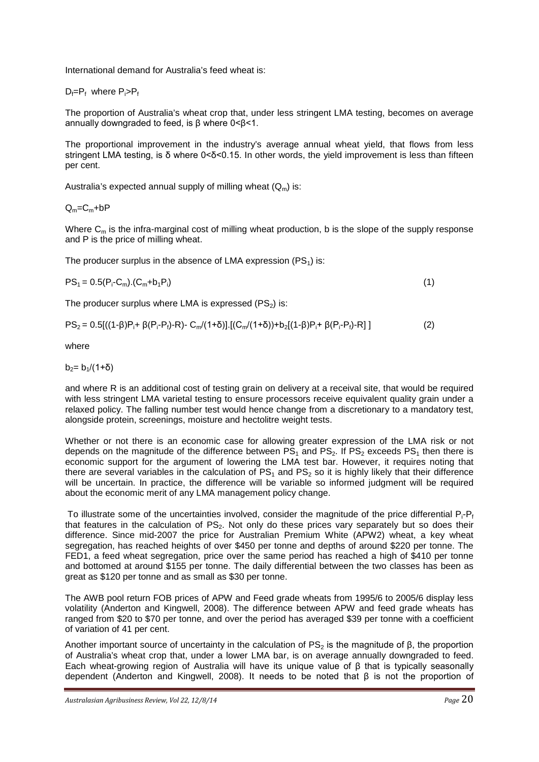International demand for Australia's feed wheat is:

$D_f = P_f$ where $P_i > P_f$

The proportion of Australia's wheat crop that, under less stringent LMA testing, becomes on average annually downgraded to feed, is β where 0<β<1.

The proportional improvement in the industry's average annual wheat yield, that flows from less stringent LMA testing, is δ where 0<δ<0.15. In other words, the yield improvement is less than fifteen per cent.

Australia's expected annual supply of milling wheat ($Q_m$) is:

$Q_m = C_m + bP$

Where $C_m$ is the infra-marginal cost of milling wheat production, b is the slope of the supply response and P is the price of milling wheat.

The producer surplus in the absence of LMA expression ($PS_1$) is:

$$PS_1 = 0.5(P_i - C_m).(C_m + b_1 P_i) \tag{1}$$

The producer surplus where LMA is expressed ($PS_2$) is:

$$PS_2 = 0.5[((1-\beta)P_i + \beta(P_i - P_f) - R) - C_m/(1+\delta)].[(C_m/(1+\delta)) + b_2[(1-\beta)P_i + \beta(P_i - P_f) - R]] \tag{2}$$

where

$b_2 = b_1/(1+\delta)$

and where R is an additional cost of testing grain on delivery at a receival site, that would be required with less stringent LMA varietal testing to ensure processors receive equivalent quality grain under a relaxed policy. The falling number test would hence change from a discretionary to a mandatory test, alongside protein, screenings, moisture and hectolitre weight tests.

Whether or not there is an economic case for allowing greater expression of the LMA risk or not depends on the magnitude of the difference between $PS_1$ and $PS_2$. If $PS_2$ exceeds $PS_1$ then there is economic support for the argument of lowering the LMA test bar. However, it requires noting that there are several variables in the calculation of $PS_1$ and $PS_2$ so it is highly likely that their difference will be uncertain. In practice, the difference will be variable so informed judgment will be required about the economic merit of any LMA management policy change.

To illustrate some of the uncertainties involved, consider the magnitude of the price differential $P_i$-$P_f$ that features in the calculation of $PS_2$. Not only do these prices vary separately but so does their difference. Since mid-2007 the price for Australian Premium White (APW2) wheat, a key wheat segregation, has reached heights of over $450 per tonne and depths of around $220 per tonne. The FED1, a feed wheat segregation, price over the same period has reached a high of $410 per tonne and bottomed at around $155 per tonne. The daily differential between the two classes has been as great as $120 per tonne and as small as $30 per tonne.

The AWB pool return FOB prices of APW and Feed grade wheats from 1995/6 to 2005/6 display less volatility (Anderton and Kingwell, 2008). The difference between APW and feed grade wheats has ranged from $20 to $70 per tonne, and over the period has averaged $39 per tonne with a coefficient of variation of 41 per cent.

Another important source of uncertainty in the calculation of $PS_2$ is the magnitude of β, the proportion of Australia's wheat crop that, under a lower LMA bar, is on average annually downgraded to feed. Each wheat-growing region of Australia will have its unique value of β that is typically seasonally dependent (Anderton and Kingwell, 2008). It needs to be noted that β is not the proportion of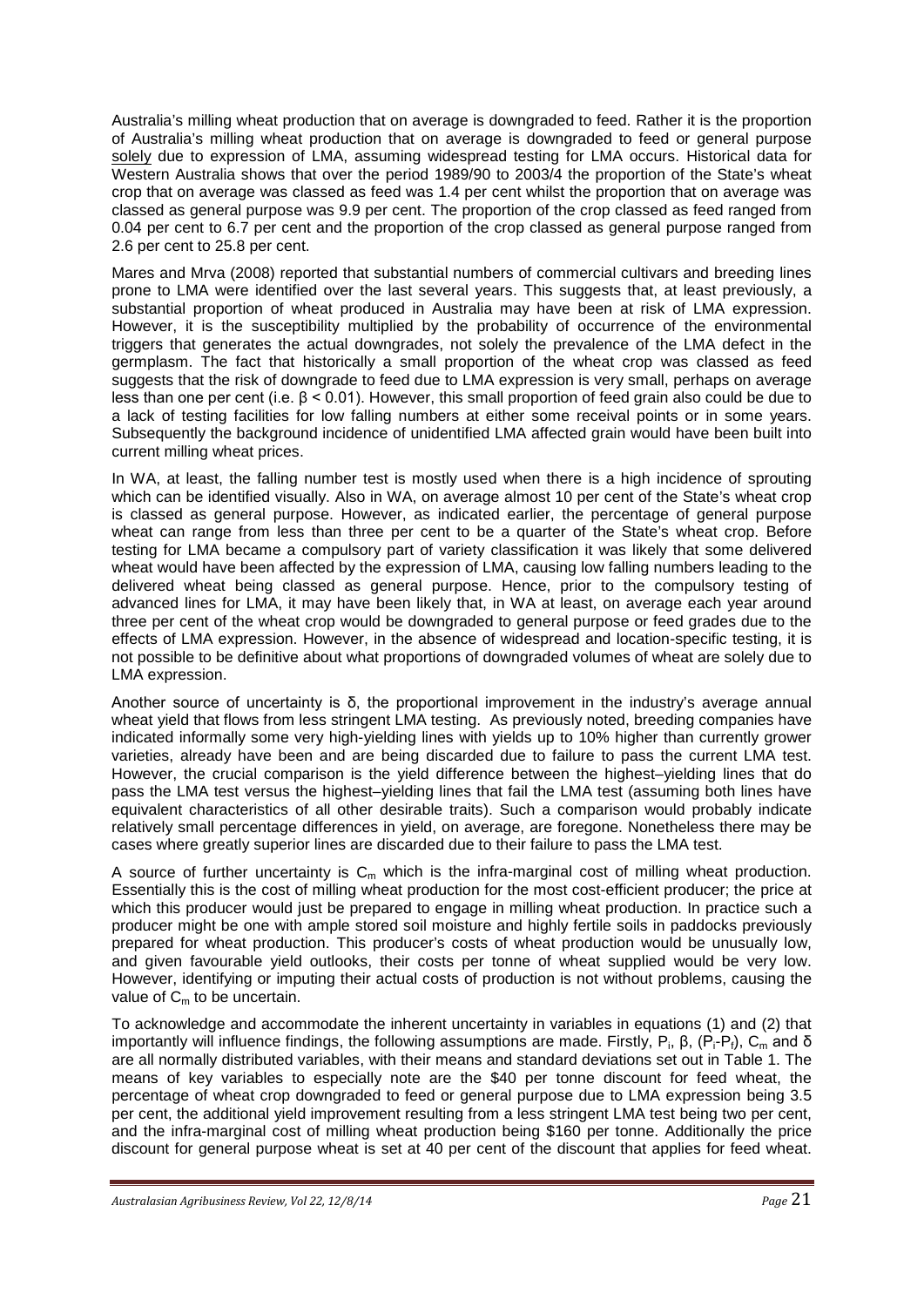Australia's milling wheat production that on average is downgraded to feed. Rather it is the proportion of Australia's milling wheat production that on average is downgraded to feed or general purpose solely due to expression of LMA, assuming widespread testing for LMA occurs. Historical data for Western Australia shows that over the period 1989/90 to 2003/4 the proportion of the State's wheat crop that on average was classed as feed was 1.4 per cent whilst the proportion that on average was classed as general purpose was 9.9 per cent. The proportion of the crop classed as feed ranged from 0.04 per cent to 6.7 per cent and the proportion of the crop classed as general purpose ranged from 2.6 per cent to 25.8 per cent.

Mares and Mrva (2008) reported that substantial numbers of commercial cultivars and breeding lines prone to LMA were identified over the last several years. This suggests that, at least previously, a substantial proportion of wheat produced in Australia may have been at risk of LMA expression. However, it is the susceptibility multiplied by the probability of occurrence of the environmental triggers that generates the actual downgrades, not solely the prevalence of the LMA defect in the germplasm. The fact that historically a small proportion of the wheat crop was classed as feed suggests that the risk of downgrade to feed due to LMA expression is very small, perhaps on average less than one per cent (i.e. $\beta < 0.01$). However, this small proportion of feed grain also could be due to a lack of testing facilities for low falling numbers at either some receival points or in some years. Subsequently the background incidence of unidentified LMA affected grain would have been built into current milling wheat prices.

In WA, at least, the falling number test is mostly used when there is a high incidence of sprouting which can be identified visually. Also in WA, on average almost 10 per cent of the State's wheat crop is classed as general purpose. However, as indicated earlier, the percentage of general purpose wheat can range from less than three per cent to be a quarter of the State's wheat crop. Before testing for LMA became a compulsory part of variety classification it was likely that some delivered wheat would have been affected by the expression of LMA, causing low falling numbers leading to the delivered wheat being classed as general purpose. Hence, prior to the compulsory testing of advanced lines for LMA, it may have been likely that, in WA at least, on average each year around three per cent of the wheat crop would be downgraded to general purpose or feed grades due to the effects of LMA expression. However, in the absence of widespread and location-specific testing, it is not possible to be definitive about what proportions of downgraded volumes of wheat are solely due to LMA expression.

Another source of uncertainty is $\delta$, the proportional improvement in the industry's average annual wheat yield that flows from less stringent LMA testing. As previously noted, breeding companies have indicated informally some very high-yielding lines with yields up to 10% higher than currently grower varieties, already have been and are being discarded due to failure to pass the current LMA test. However, the crucial comparison is the yield difference between the highest–yielding lines that do pass the LMA test versus the highest–yielding lines that fail the LMA test (assuming both lines have equivalent characteristics of all other desirable traits). Such a comparison would probably indicate relatively small percentage differences in yield, on average, are foregone. Nonetheless there may be cases where greatly superior lines are discarded due to their failure to pass the LMA test.

A source of further uncertainty is $C_m$ which is the infra-marginal cost of milling wheat production. Essentially this is the cost of milling wheat production for the most cost-efficient producer; the price at which this producer would just be prepared to engage in milling wheat production. In practice such a producer might be one with ample stored soil moisture and highly fertile soils in paddocks previously prepared for wheat production. This producer's costs of wheat production would be unusually low, and given favourable yield outlooks, their costs per tonne of wheat supplied would be very low. However, identifying or imputing their actual costs of production is not without problems, causing the value of $C_m$ to be uncertain.

To acknowledge and accommodate the inherent uncertainty in variables in equations (1) and (2) that importantly will influence findings, the following assumptions are made. Firstly, $P_i$, $\beta$, $(P_i$-$P_f)$, $C_m$ and $\delta$ are all normally distributed variables, with their means and standard deviations set out in Table 1. The means of key variables to especially note are the \$40 per tonne discount for feed wheat, the percentage of wheat crop downgraded to feed or general purpose due to LMA expression being 3.5 per cent, the additional yield improvement resulting from a less stringent LMA test being two per cent, and the infra-marginal cost of milling wheat production being \$160 per tonne. Additionally the price discount for general purpose wheat is set at 40 per cent of the discount that applies for feed wheat.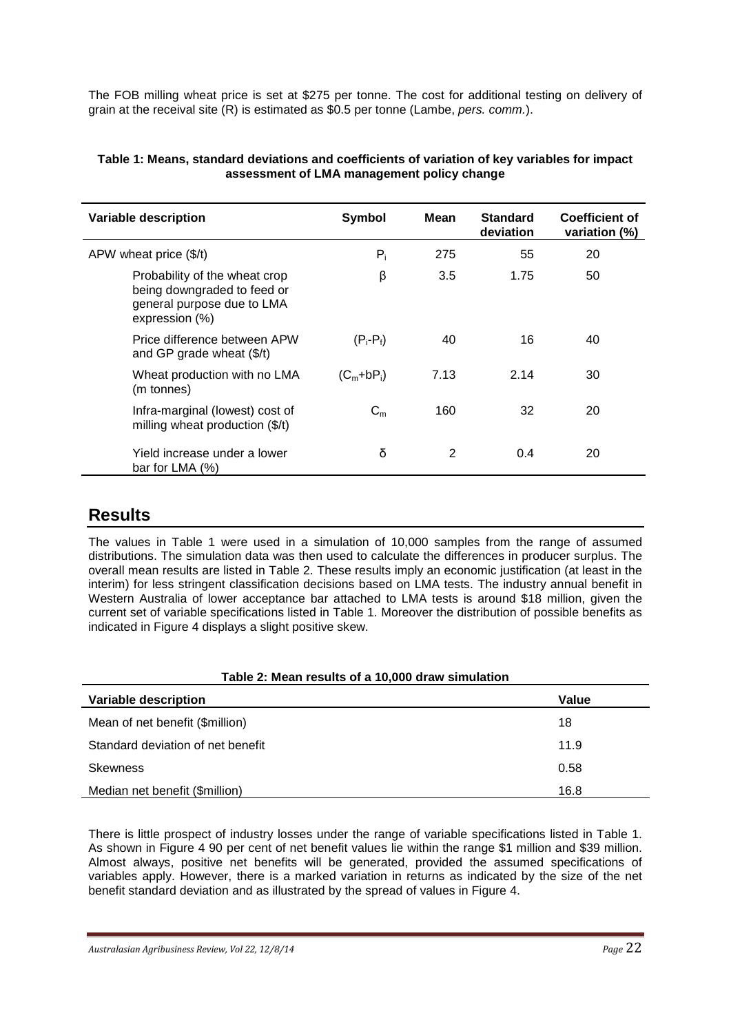The FOB milling wheat price is set at $275 per tonne. The cost for additional testing on delivery of grain at the receival site (R) is estimated as $0.5 per tonne (Lambe, *pers. comm.*).

**Table 1: Means, standard deviations and coefficients of variation of key variables for impact assessment of LMA management policy change**

| Variable description | Symbol | Mean | Standard deviation | Coefficient of variation (%) |
|---|---|---|---|---|
| APW wheat price ($/t) | $P_i$ | 275 | 55 | 20 |
| Probability of the wheat crop being downgraded to feed or general purpose due to LMA expression (%) | $\beta$ | 3.5 | 1.75 | 50 |
| Price difference between APW and GP grade wheat ($/t) | $(P_i-P_f)$ | 40 | 16 | 40 |
| Wheat production with no LMA (m tonnes) | $(C_m+bP_i)$ | 7.13 | 2.14 | 30 |
| Infra-marginal (lowest) cost of milling wheat production ($/t) | $C_m$ | 160 | 32 | 20 |
| Yield increase under a lower bar for LMA (%) | $\delta$ | 2 | 0.4 | 20 |

## Results

The values in Table 1 were used in a simulation of 10,000 samples from the range of assumed distributions. The simulation data was then used to calculate the differences in producer surplus. The overall mean results are listed in Table 2. These results imply an economic justification (at least in the interim) for less stringent classification decisions based on LMA tests. The industry annual benefit in Western Australia of lower acceptance bar attached to LMA tests is around $18 million, given the current set of variable specifications listed in Table 1. Moreover the distribution of possible benefits as indicated in Figure 4 displays a slight positive skew.

**Table 2: Mean results of a 10,000 draw simulation**

| Variable description | Value |
|---|---|
| Mean of net benefit ($million) | 18 |
| Standard deviation of net benefit | 11.9 |
| Skewness | 0.58 |
| Median net benefit ($million) | 16.8 |

There is little prospect of industry losses under the range of variable specifications listed in Table 1. As shown in Figure 4 90 per cent of net benefit values lie within the range $1 million and $39 million. Almost always, positive net benefits will be generated, provided the assumed specifications of variables apply. However, there is a marked variation in returns as indicated by the size of the net benefit standard deviation and as illustrated by the spread of values in Figure 4.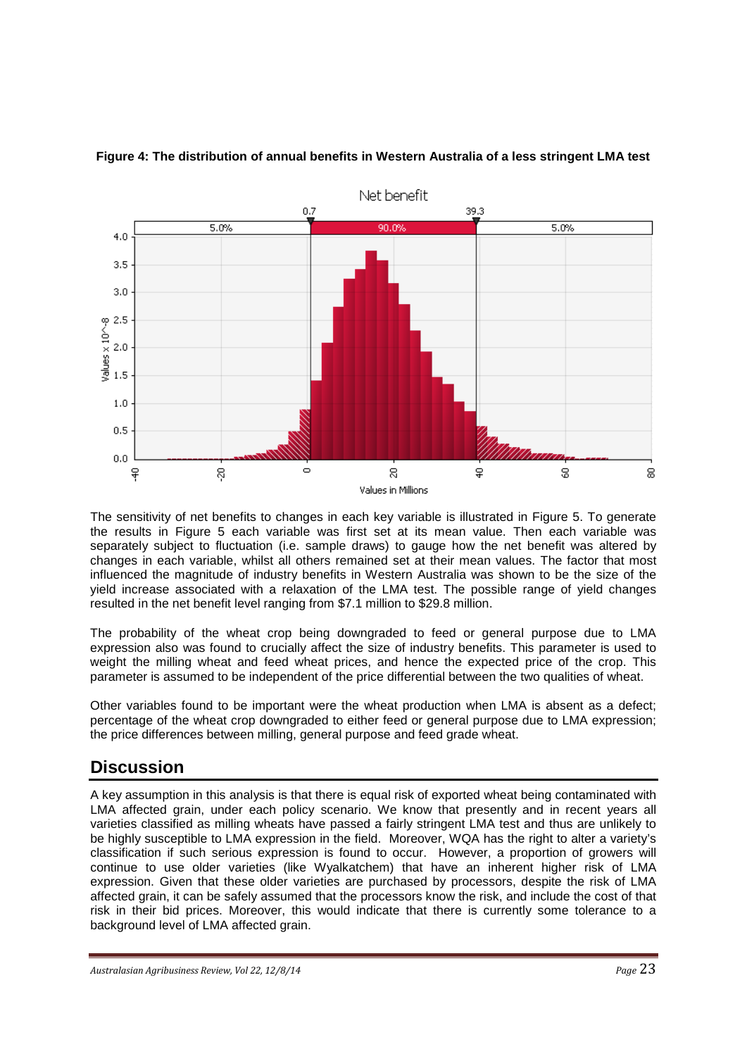**Figure 4: The distribution of annual benefits in Western Australia of a less stringent LMA test**

The sensitivity of net benefits to changes in each key variable is illustrated in Figure 5. To generate the results in Figure 5 each variable was first set at its mean value. Then each variable was separately subject to fluctuation (i.e. sample draws) to gauge how the net benefit was altered by changes in each variable, whilst all others remained set at their mean values. The factor that most influenced the magnitude of industry benefits in Western Australia was shown to be the size of the yield increase associated with a relaxation of the LMA test. The possible range of yield changes resulted in the net benefit level ranging from \$7.1 million to \$29.8 million.

The probability of the wheat crop being downgraded to feed or general purpose due to LMA expression also was found to crucially affect the size of industry benefits. This parameter is used to weight the milling wheat and feed wheat prices, and hence the expected price of the crop. This parameter is assumed to be independent of the price differential between the two qualities of wheat.

Other variables found to be important were the wheat production when LMA is absent as a defect; percentage of the wheat crop downgraded to either feed or general purpose due to LMA expression; the price differences between milling, general purpose and feed grade wheat.

## Discussion

A key assumption in this analysis is that there is equal risk of exported wheat being contaminated with LMA affected grain, under each policy scenario. We know that presently and in recent years all varieties classified as milling wheats have passed a fairly stringent LMA test and thus are unlikely to be highly susceptible to LMA expression in the field. Moreover, WQA has the right to alter a variety's classification if such serious expression is found to occur. However, a proportion of growers will continue to use older varieties (like Wyalkatchem) that have an inherent higher risk of LMA expression. Given that these older varieties are purchased by processors, despite the risk of LMA affected grain, it can be safely assumed that the processors know the risk, and include the cost of that risk in their bid prices. Moreover, this would indicate that there is currently some tolerance to a background level of LMA affected grain.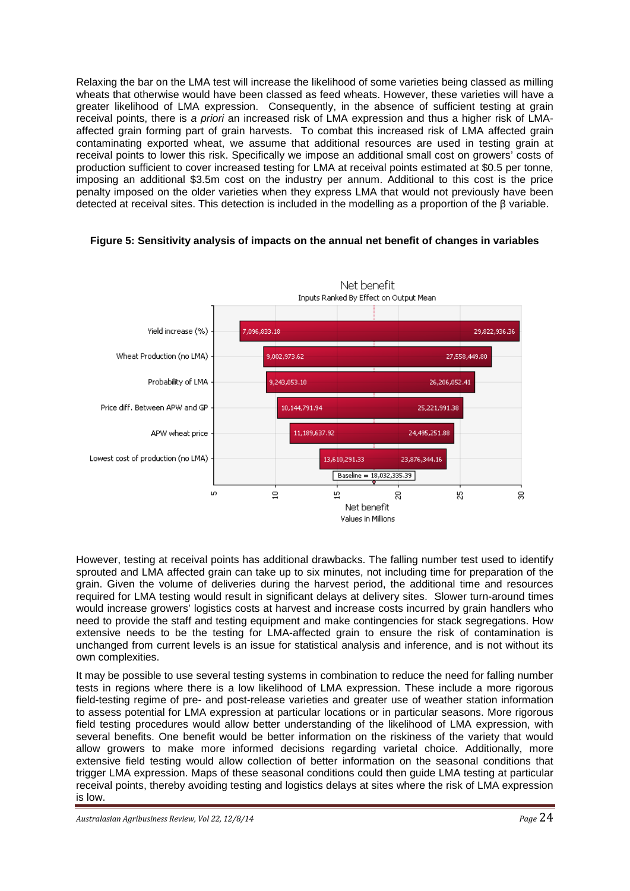Relaxing the bar on the LMA test will increase the likelihood of some varieties being classed as milling wheats that otherwise would have been classed as feed wheats. However, these varieties will have a greater likelihood of LMA expression. Consequently, in the absence of sufficient testing at grain receival points, there is *a priori* an increased risk of LMA expression and thus a higher risk of LMA-affected grain forming part of grain harvests. To combat this increased risk of LMA affected grain contaminating exported wheat, we assume that additional resources are used in testing grain at receival points to lower this risk. Specifically we impose an additional small cost on growers' costs of production sufficient to cover increased testing for LMA at receival points estimated at $0.5 per tonne, imposing an additional $3.5m cost on the industry per annum. Additional to this cost is the price penalty imposed on the older varieties when they express LMA that would not previously have been detected at receival sites. This detection is included in the modelling as a proportion of the β variable.

**Figure 5: Sensitivity analysis of impacts on the annual net benefit of changes in variables**

Net benefit
Inputs Ranked By Effect on Output Mean

| Input | Low | High |
|---|---|---|
| Yield increase (%) | 7,096,833.18 | 29,822,936.36 |
| Wheat Production (no LMA) | 9,002,973.62 | 27,558,449.80 |
| Probability of LMA | 9,243,053.10 | 26,206,052.41 |
| Price diff. Between APW and GP | 10,144,791.94 | 25,221,991.38 |
| APW wheat price | 11,189,637.92 | 24,495,251.88 |
| Lowest cost of production (no LMA) | 13,610,291.33 | 23,876,344.16 |

Baseline = 18,032,335.39

Net benefit
Values in Millions

However, testing at receival points has additional drawbacks. The falling number test used to identify sprouted and LMA affected grain can take up to six minutes, not including time for preparation of the grain. Given the volume of deliveries during the harvest period, the additional time and resources required for LMA testing would result in significant delays at delivery sites. Slower turn-around times would increase growers' logistics costs at harvest and increase costs incurred by grain handlers who need to provide the staff and testing equipment and make contingencies for stack segregations. How extensive needs to be the testing for LMA-affected grain to ensure the risk of contamination is unchanged from current levels is an issue for statistical analysis and inference, and is not without its own complexities.

It may be possible to use several testing systems in combination to reduce the need for falling number tests in regions where there is a low likelihood of LMA expression. These include a more rigorous field-testing regime of pre- and post-release varieties and greater use of weather station information to assess potential for LMA expression at particular locations or in particular seasons. More rigorous field testing procedures would allow better understanding of the likelihood of LMA expression, with several benefits. One benefit would be better information on the riskiness of the variety that would allow growers to make more informed decisions regarding varietal choice. Additionally, more extensive field testing would allow collection of better information on the seasonal conditions that trigger LMA expression. Maps of these seasonal conditions could then guide LMA testing at particular receival points, thereby avoiding testing and logistics delays at sites where the risk of LMA expression is low.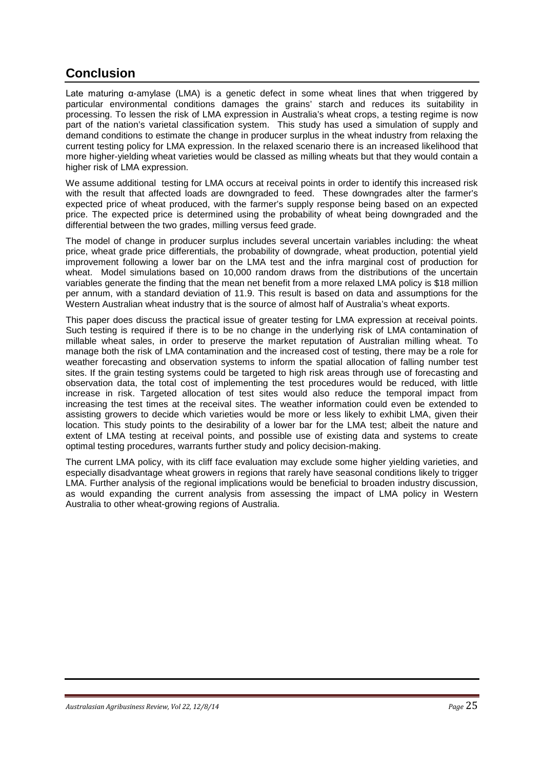## Conclusion

Late maturing α-amylase (LMA) is a genetic defect in some wheat lines that when triggered by particular environmental conditions damages the grains' starch and reduces its suitability in processing. To lessen the risk of LMA expression in Australia's wheat crops, a testing regime is now part of the nation's varietal classification system. This study has used a simulation of supply and demand conditions to estimate the change in producer surplus in the wheat industry from relaxing the current testing policy for LMA expression. In the relaxed scenario there is an increased likelihood that more higher-yielding wheat varieties would be classed as milling wheats but that they would contain a higher risk of LMA expression.

We assume additional testing for LMA occurs at receival points in order to identify this increased risk with the result that affected loads are downgraded to feed. These downgrades alter the farmer's expected price of wheat produced, with the farmer's supply response being based on an expected price. The expected price is determined using the probability of wheat being downgraded and the differential between the two grades, milling versus feed grade.

The model of change in producer surplus includes several uncertain variables including: the wheat price, wheat grade price differentials, the probability of downgrade, wheat production, potential yield improvement following a lower bar on the LMA test and the infra marginal cost of production for wheat. Model simulations based on 10,000 random draws from the distributions of the uncertain variables generate the finding that the mean net benefit from a more relaxed LMA policy is $18 million per annum, with a standard deviation of 11.9. This result is based on data and assumptions for the Western Australian wheat industry that is the source of almost half of Australia's wheat exports.

This paper does discuss the practical issue of greater testing for LMA expression at receival points. Such testing is required if there is to be no change in the underlying risk of LMA contamination of millable wheat sales, in order to preserve the market reputation of Australian milling wheat. To manage both the risk of LMA contamination and the increased cost of testing, there may be a role for weather forecasting and observation systems to inform the spatial allocation of falling number test sites. If the grain testing systems could be targeted to high risk areas through use of forecasting and observation data, the total cost of implementing the test procedures would be reduced, with little increase in risk. Targeted allocation of test sites would also reduce the temporal impact from increasing the test times at the receival sites. The weather information could even be extended to assisting growers to decide which varieties would be more or less likely to exhibit LMA, given their location. This study points to the desirability of a lower bar for the LMA test; albeit the nature and extent of LMA testing at receival points, and possible use of existing data and systems to create optimal testing procedures, warrants further study and policy decision-making.

The current LMA policy, with its cliff face evaluation may exclude some higher yielding varieties, and especially disadvantage wheat growers in regions that rarely have seasonal conditions likely to trigger LMA. Further analysis of the regional implications would be beneficial to broaden industry discussion, as would expanding the current analysis from assessing the impact of LMA policy in Western Australia to other wheat-growing regions of Australia.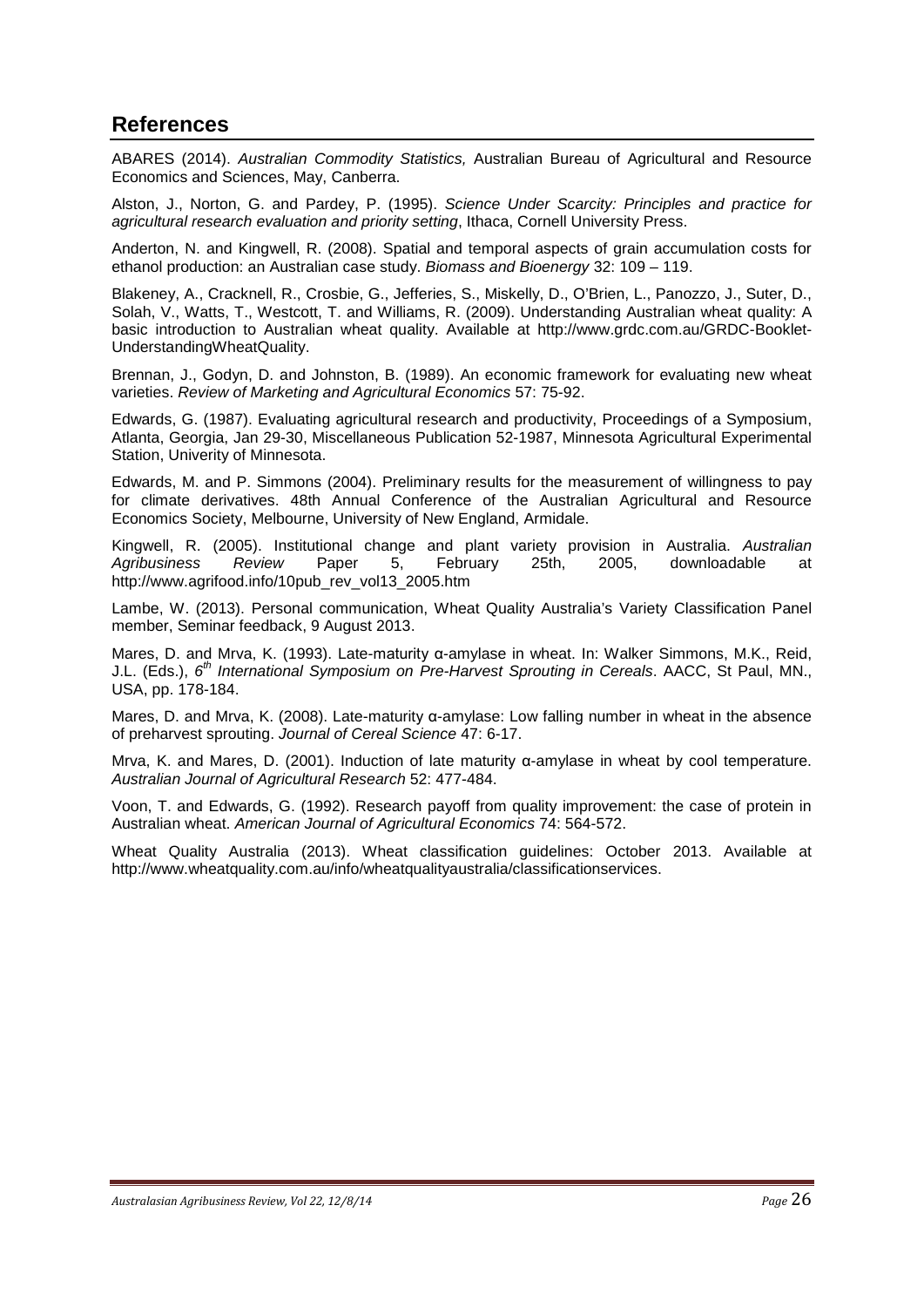## References

ABARES (2014). *Australian Commodity Statistics,* Australian Bureau of Agricultural and Resource Economics and Sciences, May, Canberra.

Alston, J., Norton, G. and Pardey, P. (1995). *Science Under Scarcity: Principles and practice for agricultural research evaluation and priority setting*, Ithaca, Cornell University Press.

Anderton, N. and Kingwell, R. (2008). Spatial and temporal aspects of grain accumulation costs for ethanol production: an Australian case study. *Biomass and Bioenergy* 32: 109 – 119.

Blakeney, A., Cracknell, R., Crosbie, G., Jefferies, S., Miskelly, D., O'Brien, L., Panozzo, J., Suter, D., Solah, V., Watts, T., Westcott, T. and Williams, R. (2009). Understanding Australian wheat quality: A basic introduction to Australian wheat quality. Available at http://www.grdc.com.au/GRDC-Booklet-UnderstandingWheatQuality.

Brennan, J., Godyn, D. and Johnston, B. (1989). An economic framework for evaluating new wheat varieties. *Review of Marketing and Agricultural Economics* 57: 75-92.

Edwards, G. (1987). Evaluating agricultural research and productivity, Proceedings of a Symposium, Atlanta, Georgia, Jan 29-30, Miscellaneous Publication 52-1987, Minnesota Agricultural Experimental Station, Univerity of Minnesota.

Edwards, M. and P. Simmons (2004). Preliminary results for the measurement of willingness to pay for climate derivatives. 48th Annual Conference of the Australian Agricultural and Resource Economics Society, Melbourne, University of New England, Armidale.

Kingwell, R. (2005). Institutional change and plant variety provision in Australia. *Australian Agribusiness Review* Paper 5, February 25th, 2005, downloadable at http://www.agrifood.info/10pub_rev_vol13_2005.htm

Lambe, W. (2013). Personal communication, Wheat Quality Australia's Variety Classification Panel member, Seminar feedback, 9 August 2013.

Mares, D. and Mrva, K. (1993). Late-maturity α-amylase in wheat. In: Walker Simmons, M.K., Reid, J.L. (Eds.), *6th International Symposium on Pre-Harvest Sprouting in Cereals*. AACC, St Paul, MN., USA, pp. 178-184.

Mares, D. and Mrva, K. (2008). Late-maturity α-amylase: Low falling number in wheat in the absence of preharvest sprouting. *Journal of Cereal Science* 47: 6-17.

Mrva, K. and Mares, D. (2001). Induction of late maturity α-amylase in wheat by cool temperature. *Australian Journal of Agricultural Research* 52: 477-484.

Voon, T. and Edwards, G. (1992). Research payoff from quality improvement: the case of protein in Australian wheat. *American Journal of Agricultural Economics* 74: 564-572.

Wheat Quality Australia (2013). Wheat classification guidelines: October 2013. Available at http://www.wheatquality.com.au/info/wheatqualityaustralia/classificationservices.